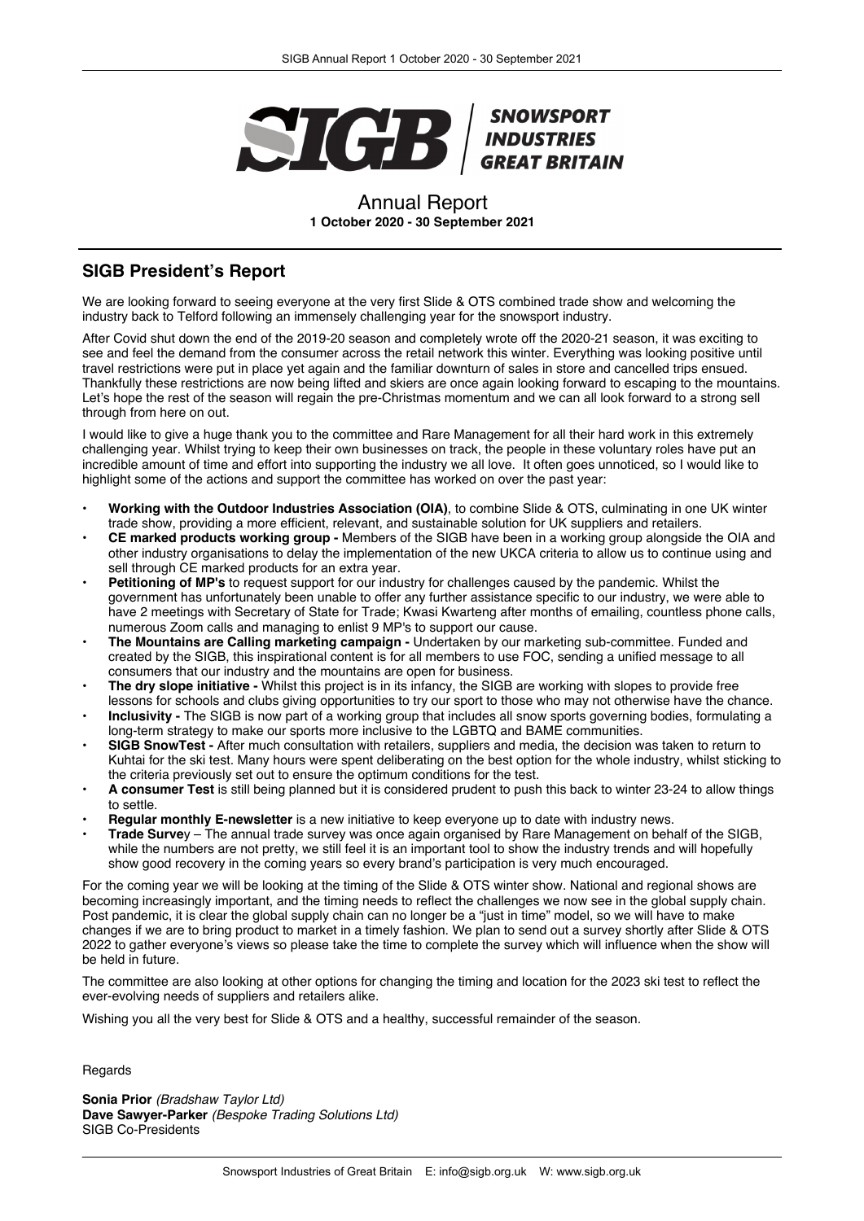SIGB | SNOWSPORT INDUSTRIES GREAT BRITAIN

# Annual Report

**1 October 2020 - 30 September 2021**

## SIGB President's Report

We are looking forward to seeing everyone at the very first Slide & OTS combined trade show and welcoming the industry back to Telford following an immensely challenging year for the snowsport industry.

After Covid shut down the end of the 2019-20 season and completely wrote off the 2020-21 season, it was exciting to see and feel the demand from the consumer across the retail network this winter. Everything was looking positive until travel restrictions were put in place yet again and the familiar downturn of sales in store and cancelled trips ensued. Thankfully these restrictions are now being lifted and skiers are once again looking forward to escaping to the mountains. Let's hope the rest of the season will regain the pre-Christmas momentum and we can all look forward to a strong sell through from here on out.

I would like to give a huge thank you to the committee and Rare Management for all their hard work in this extremely challenging year. Whilst trying to keep their own businesses on track, the people in these voluntary roles have put an incredible amount of time and effort into supporting the industry we all love. It often goes unnoticed, so I would like to highlight some of the actions and support the committee has worked on over the past year:

- **Working with the Outdoor Industries Association (OIA)**, to combine Slide & OTS, culminating in one UK winter trade show, providing a more efficient, relevant, and sustainable solution for UK suppliers and retailers.
- **CE marked products working group -** Members of the SIGB have been in a working group alongside the OIA and other industry organisations to delay the implementation of the new UKCA criteria to allow us to continue using and sell through CE marked products for an extra year.
- **Petitioning of MP's** to request support for our industry for challenges caused by the pandemic. Whilst the government has unfortunately been unable to offer any further assistance specific to our industry, we were able to have 2 meetings with Secretary of State for Trade; Kwasi Kwarteng after months of emailing, countless phone calls, numerous Zoom calls and managing to enlist 9 MP's to support our cause.
- **The Mountains are Calling marketing campaign -** Undertaken by our marketing sub-committee. Funded and created by the SIGB, this inspirational content is for all members to use FOC, sending a unified message to all consumers that our industry and the mountains are open for business.
- **The dry slope initiative -** Whilst this project is in its infancy, the SIGB are working with slopes to provide free lessons for schools and clubs giving opportunities to try our sport to those who may not otherwise have the chance.
- **Inclusivity -** The SIGB is now part of a working group that includes all snow sports governing bodies, formulating a long-term strategy to make our sports more inclusive to the LGBTQ and BAME communities.
- **SIGB SnowTest -** After much consultation with retailers, suppliers and media, the decision was taken to return to Kuhtai for the ski test. Many hours were spent deliberating on the best option for the whole industry, whilst sticking to the criteria previously set out to ensure the optimum conditions for the test.
- **A consumer Test** is still being planned but it is considered prudent to push this back to winter 23-24 to allow things to settle.
- **Regular monthly E-newsletter** is a new initiative to keep everyone up to date with industry news.
- **Trade Survey** – The annual trade survey was once again organised by Rare Management on behalf of the SIGB, while the numbers are not pretty, we still feel it is an important tool to show the industry trends and will hopefully show good recovery in the coming years so every brand's participation is very much encouraged.

For the coming year we will be looking at the timing of the Slide & OTS winter show. National and regional shows are becoming increasingly important, and the timing needs to reflect the challenges we now see in the global supply chain. Post pandemic, it is clear the global supply chain can no longer be a "just in time" model, so we will have to make changes if we are to bring product to market in a timely fashion. We plan to send out a survey shortly after Slide & OTS 2022 to gather everyone's views so please take the time to complete the survey which will influence when the show will be held in future.

The committee are also looking at other options for changing the timing and location for the 2023 ski test to reflect the ever-evolving needs of suppliers and retailers alike.

Wishing you all the very best for Slide & OTS and a healthy, successful remainder of the season.

Regards

**Sonia Prior** *(Bradshaw Taylor Ltd)*
**Dave Sawyer-Parker** *(Bespoke Trading Solutions Ltd)*
SIGB Co-Presidents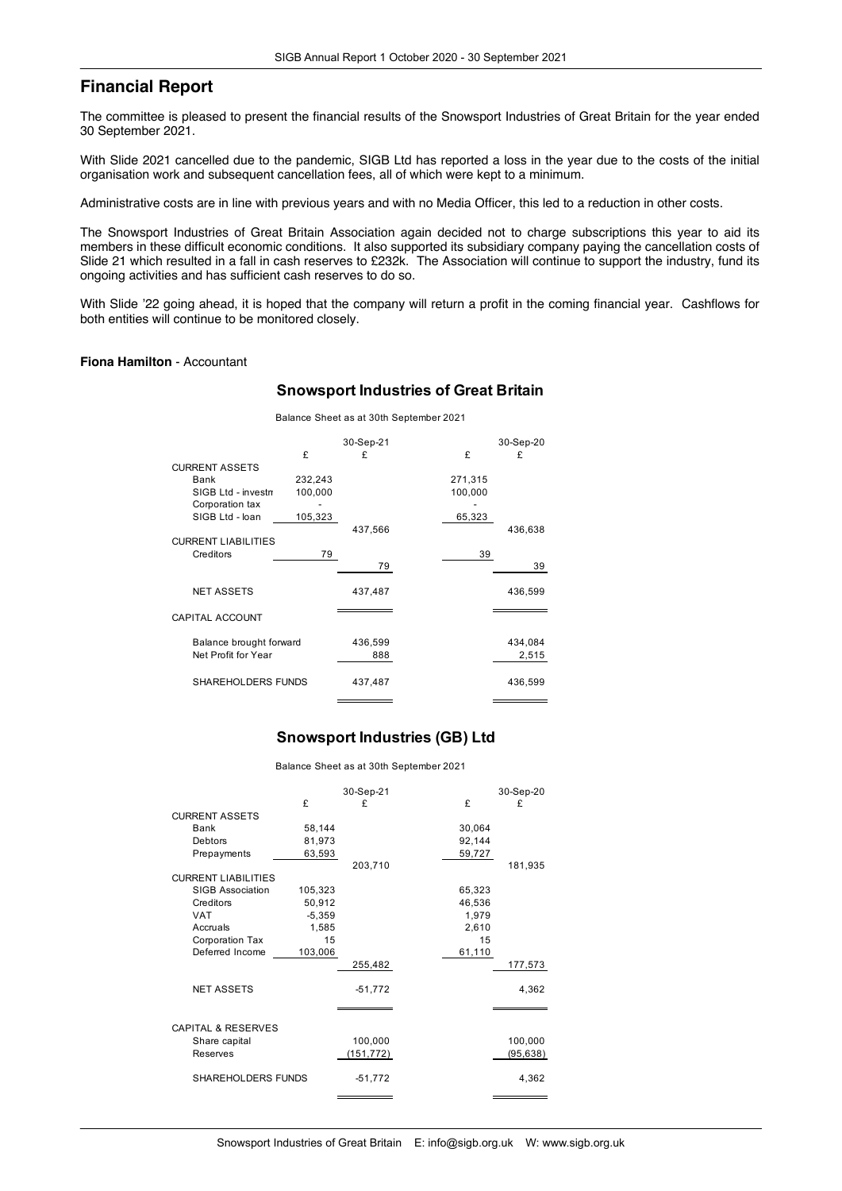## Financial Report

The committee is pleased to present the financial results of the Snowsport Industries of Great Britain for the year ended 30 September 2021.

With Slide 2021 cancelled due to the pandemic, SIGB Ltd has reported a loss in the year due to the costs of the initial organisation work and subsequent cancellation fees, all of which were kept to a minimum.

Administrative costs are in line with previous years and with no Media Officer, this led to a reduction in other costs.

The Snowsport Industries of Great Britain Association again decided not to charge subscriptions this year to aid its members in these difficult economic conditions. It also supported its subsidiary company paying the cancellation costs of Slide 21 which resulted in a fall in cash reserves to £232k. The Association will continue to support the industry, fund its ongoing activities and has sufficient cash reserves to do so.

With Slide '22 going ahead, it is hoped that the company will return a profit in the coming financial year. Cashflows for both entities will continue to be monitored closely.

**Fiona Hamilton** - Accountant

### Snowsport Industries of Great Britain

Balance Sheet as at 30th September 2021

| | | 30-Sep-21 | | 30-Sep-20 |
|---|---|---|---|---|
| | £ | £ | £ | £ |
| **CURRENT ASSETS** | | | | |
| Bank | 232,243 | | 271,315 | |
| SIGB Ltd - investm | 100,000 | | 100,000 | |
| Corporation tax | - | | - | |
| SIGB Ltd - loan | 105,323 | | 65,323 | |
| | | 437,566 | | 436,638 |
| **CURRENT LIABILITIES** | | | | |
| Creditors | 79 | | 39 | |
| | | 79 | | 39 |
| NET ASSETS | | 437,487 | | 436,599 |
| CAPITAL ACCOUNT | | | | |
| Balance brought forward | | 436,599 | | 434,084 |
| Net Profit for Year | | 888 | | 2,515 |
| SHAREHOLDERS FUNDS | | 437,487 | | 436,599 |

### Snowsport Industries (GB) Ltd

Balance Sheet as at 30th September 2021

| | | 30-Sep-21 | | 30-Sep-20 |
|---|---|---|---|---|
| | £ | £ | £ | £ |
| **CURRENT ASSETS** | | | | |
| Bank | 58,144 | | 30,064 | |
| Debtors | 81,973 | | 92,144 | |
| Prepayments | 63,593 | | 59,727 | |
| | | 203,710 | | 181,935 |
| **CURRENT LIABILITIES** | | | | |
| SIGB Association | 105,323 | | 65,323 | |
| Creditors | 50,912 | | 46,536 | |
| VAT | -5,359 | | 1,979 | |
| Accruals | 1,585 | | 2,610 | |
| Corporation Tax | 15 | | 15 | |
| Deferred Income | 103,006 | | 61,110 | |
| | | 255,482 | | 177,573 |
| NET ASSETS | | -51,772 | | 4,362 |
| **CAPITAL & RESERVES** | | | | |
| Share capital | | 100,000 | | 100,000 |
| Reserves | | (151,772) | | (95,638) |
| SHAREHOLDERS FUNDS | | -51,772 | | 4,362 |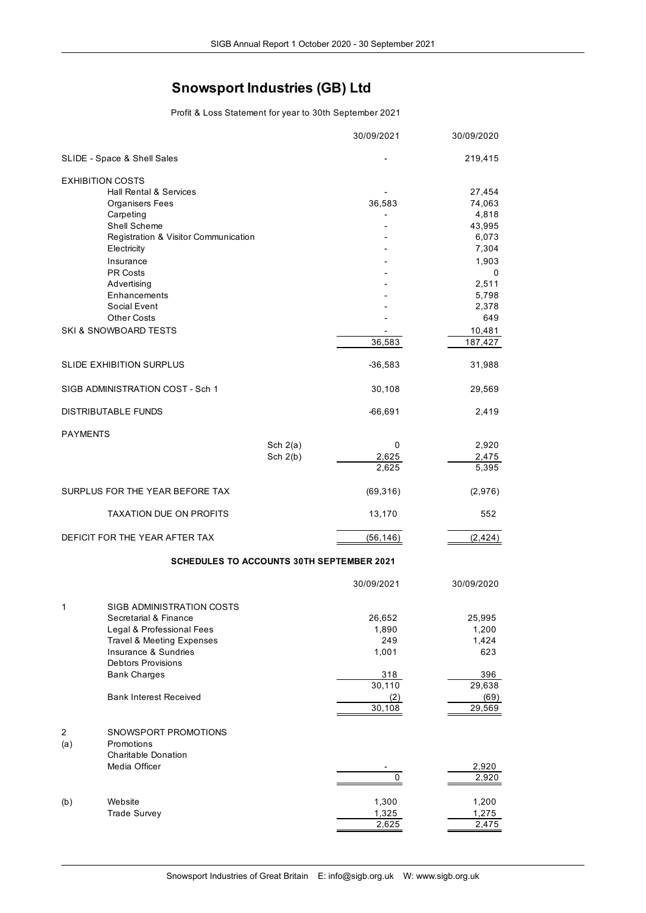# Snowsport Industries (GB) Ltd

Profit & Loss Statement for year to 30th September 2021

| | | 30/09/2021 | 30/09/2020 |
|---|---|---|---|
| SLIDE - Space & Shell Sales | | - | 219,415 |
| EXHIBITION COSTS | | | |
| Hall Rental & Services | | - | 27,454 |
| Organisers Fees | | 36,583 | 74,063 |
| Carpeting | | - | 4,818 |
| Shell Scheme | | - | 43,995 |
| Registration & Visitor Communication | | - | 6,073 |
| Electricity | | - | 7,304 |
| Insurance | | - | 1,903 |
| PR Costs | | - | 0 |
| Advertising | | - | 2,511 |
| Enhancements | | - | 5,798 |
| Social Event | | - | 2,378 |
| Other Costs | | - | 649 |
| SKI & SNOWBOARD TESTS | | - | 10,481 |
| | | 36,583 | 187,427 |
| SLIDE EXHIBITION SURPLUS | | -36,583 | 31,988 |
| SIGB ADMINISTRATION COST - Sch 1 | | 30,108 | 29,569 |
| DISTRIBUTABLE FUNDS | | -66,691 | 2,419 |
| PAYMENTS | | | |
| | Sch 2(a) | 0 | 2,920 |
| | Sch 2(b) | 2,625 | 2,475 |
| | | 2,625 | 5,395 |
| SURPLUS FOR THE YEAR BEFORE TAX | | (69,316) | (2,976) |
| TAXATION DUE ON PROFITS | | 13,170 | 552 |
| DEFICIT FOR THE YEAR AFTER TAX | | (56,146) | (2,424) |

**SCHEDULES TO ACCOUNTS 30TH SEPTEMBER 2021**

| | | 30/09/2021 | 30/09/2020 |
|---|---|---|---|
| 1 | SIGB ADMINISTRATION COSTS | | |
| | Secretarial & Finance | 26,652 | 25,995 |
| | Legal & Professional Fees | 1,890 | 1,200 |
| | Travel & Meeting Expenses | 249 | 1,424 |
| | Insurance & Sundries | 1,001 | 623 |
| | Debtors Provisions | | |
| | Bank Charges | 318 | 396 |
| | | 30,110 | 29,638 |
| | Bank Interest Received | (2) | (69) |
| | | 30,108 | 29,569 |
| 2 | SNOWSPORT PROMOTIONS | | |
| (a) | Promotions | | |
| | Charitable Donation | | |
| | Media Officer | - | 2,920 |
| | | 0 | 2,920 |
| (b) | Website | 1,300 | 1,200 |
| | Trade Survey | 1,325 | 1,275 |
| | | 2,625 | 2,475 |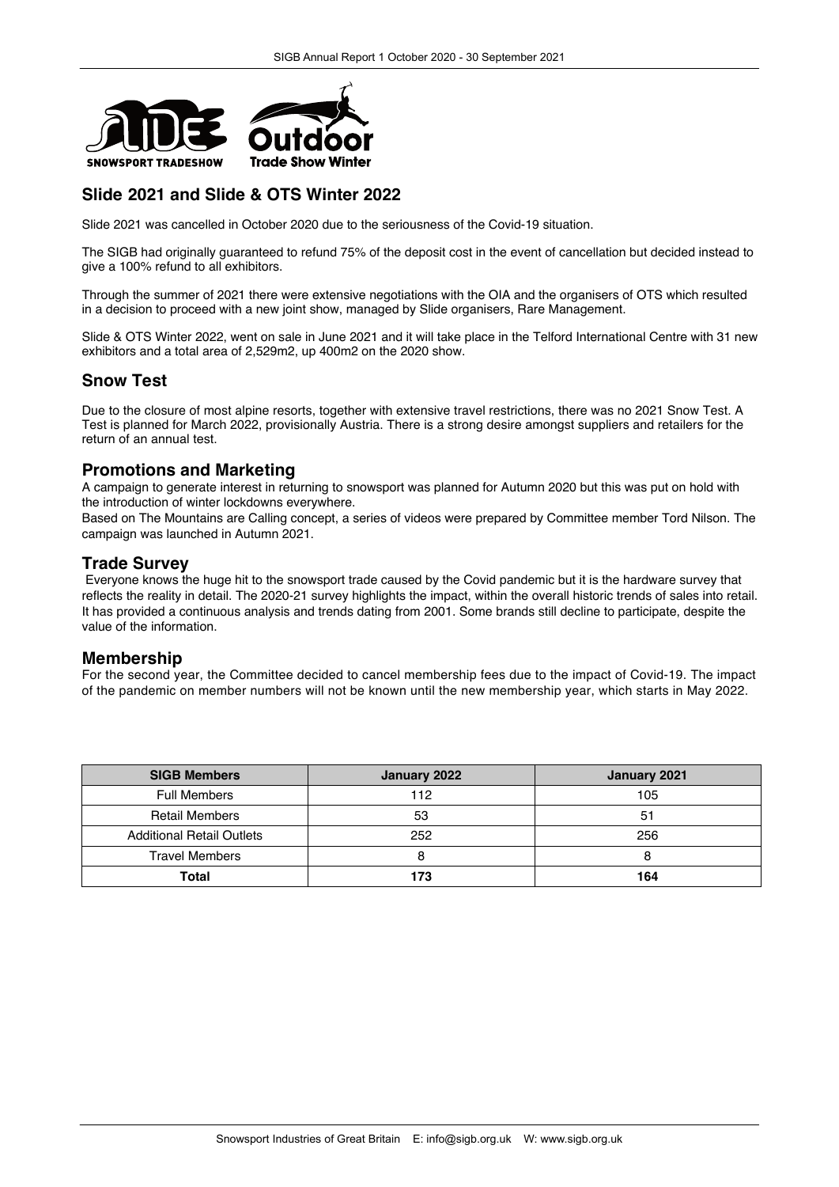## Slide 2021 and Slide & OTS Winter 2022

Slide 2021 was cancelled in October 2020 due to the seriousness of the Covid-19 situation.

The SIGB had originally guaranteed to refund 75% of the deposit cost in the event of cancellation but decided instead to give a 100% refund to all exhibitors.

Through the summer of 2021 there were extensive negotiations with the OIA and the organisers of OTS which resulted in a decision to proceed with a new joint show, managed by Slide organisers, Rare Management.

Slide & OTS Winter 2022, went on sale in June 2021 and it will take place in the Telford International Centre with 31 new exhibitors and a total area of 2,529m2, up 400m2 on the 2020 show.

## Snow Test

Due to the closure of most alpine resorts, together with extensive travel restrictions, there was no 2021 Snow Test. A Test is planned for March 2022, provisionally Austria. There is a strong desire amongst suppliers and retailers for the return of an annual test.

## Promotions and Marketing

A campaign to generate interest in returning to snowsport was planned for Autumn 2020 but this was put on hold with the introduction of winter lockdowns everywhere.
Based on The Mountains are Calling concept, a series of videos were prepared by Committee member Tord Nilson. The campaign was launched in Autumn 2021.

## Trade Survey

Everyone knows the huge hit to the snowsport trade caused by the Covid pandemic but it is the hardware survey that reflects the reality in detail. The 2020-21 survey highlights the impact, within the overall historic trends of sales into retail. It has provided a continuous analysis and trends dating from 2001. Some brands still decline to participate, despite the value of the information.

## Membership

For the second year, the Committee decided to cancel membership fees due to the impact of Covid-19. The impact of the pandemic on member numbers will not be known until the new membership year, which starts in May 2022.

| SIGB Members | January 2022 | January 2021 |
|---|---|---|
| Full Members | 112 | 105 |
| Retail Members | 53 | 51 |
| Additional Retail Outlets | 252 | 256 |
| Travel Members | 8 | 8 |
| **Total** | **173** | **164** |